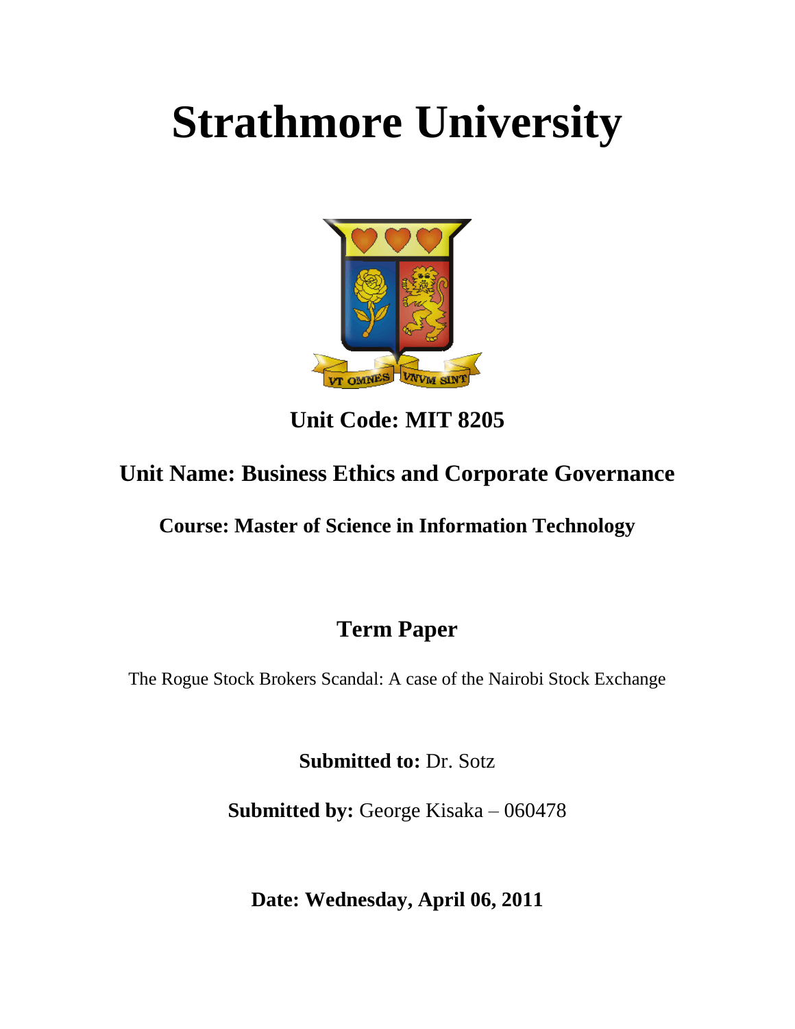# Strathmore University

**Unit Code: MIT 8205**

**Unit Name: Business Ethics and Corporate Governance**

**Course: Master of Science in Information Technology**

## Term Paper

The Rogue Stock Brokers Scandal: A case of the Nairobi Stock Exchange

**Submitted to:** Dr. Sotz

**Submitted by:** George Kisaka – 060478

**Date: Wednesday, April 06, 2011**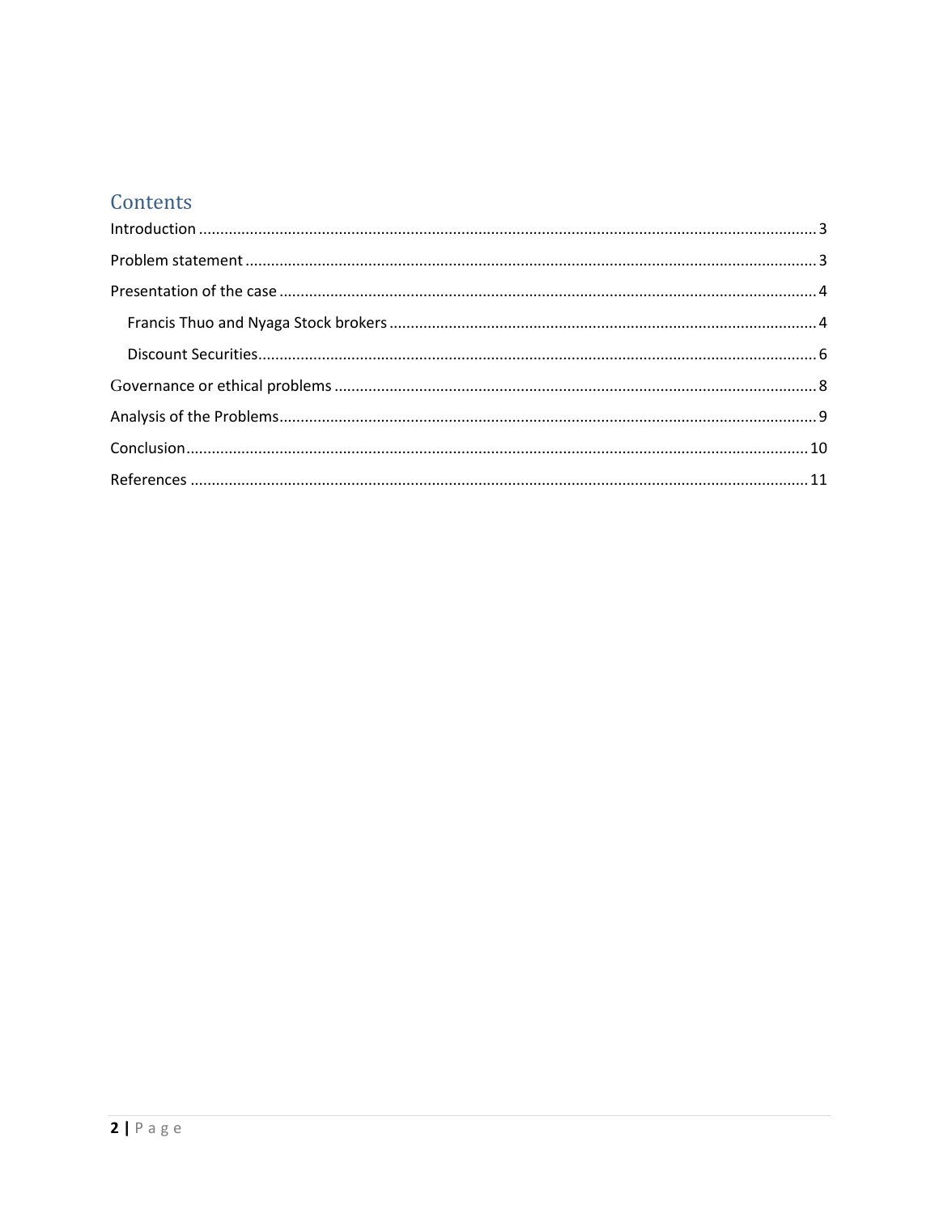# Contents

Introduction ..... 3

Problem statement ..... 3

Presentation of the case ..... 4

- Francis Thuo and Nyaga Stock brokers ..... 4
- Discount Securities ..... 6

Governance or ethical problems ..... 8

Analysis of the Problems ..... 9

Conclusion ..... 10

References ..... 11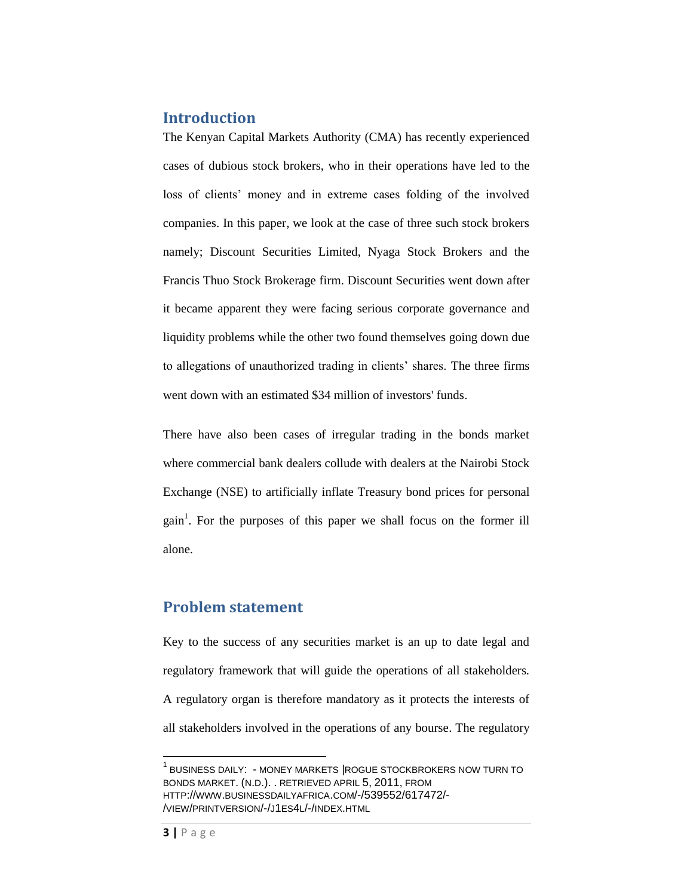## Introduction

The Kenyan Capital Markets Authority (CMA) has recently experienced cases of dubious stock brokers, who in their operations have led to the loss of clients' money and in extreme cases folding of the involved companies. In this paper, we look at the case of three such stock brokers namely; Discount Securities Limited, Nyaga Stock Brokers and the Francis Thuo Stock Brokerage firm. Discount Securities went down after it became apparent they were facing serious corporate governance and liquidity problems while the other two found themselves going down due to allegations of unauthorized trading in clients' shares. The three firms went down with an estimated $34 million of investors' funds.

There have also been cases of irregular trading in the bonds market where commercial bank dealers collude with dealers at the Nairobi Stock Exchange (NSE) to artificially inflate Treasury bond prices for personal gain[1]. For the purposes of this paper we shall focus on the former ill alone.

## Problem statement

Key to the success of any securities market is an up to date legal and regulatory framework that will guide the operations of all stakeholders. A regulatory organ is therefore mandatory as it protects the interests of all stakeholders involved in the operations of any bourse. The regulatory

[1] BUSINESS DAILY: - MONEY MARKETS |ROGUE STOCKBROKERS NOW TURN TO BONDS MARKET. (N.D.). . RETRIEVED APRIL 5, 2011, FROM HTTP://WWW.BUSINESSDAILYAFRICA.COM/-/539552/617472/-/VIEW/PRINTVERSION/-/J1ES4L/-/INDEX.HTML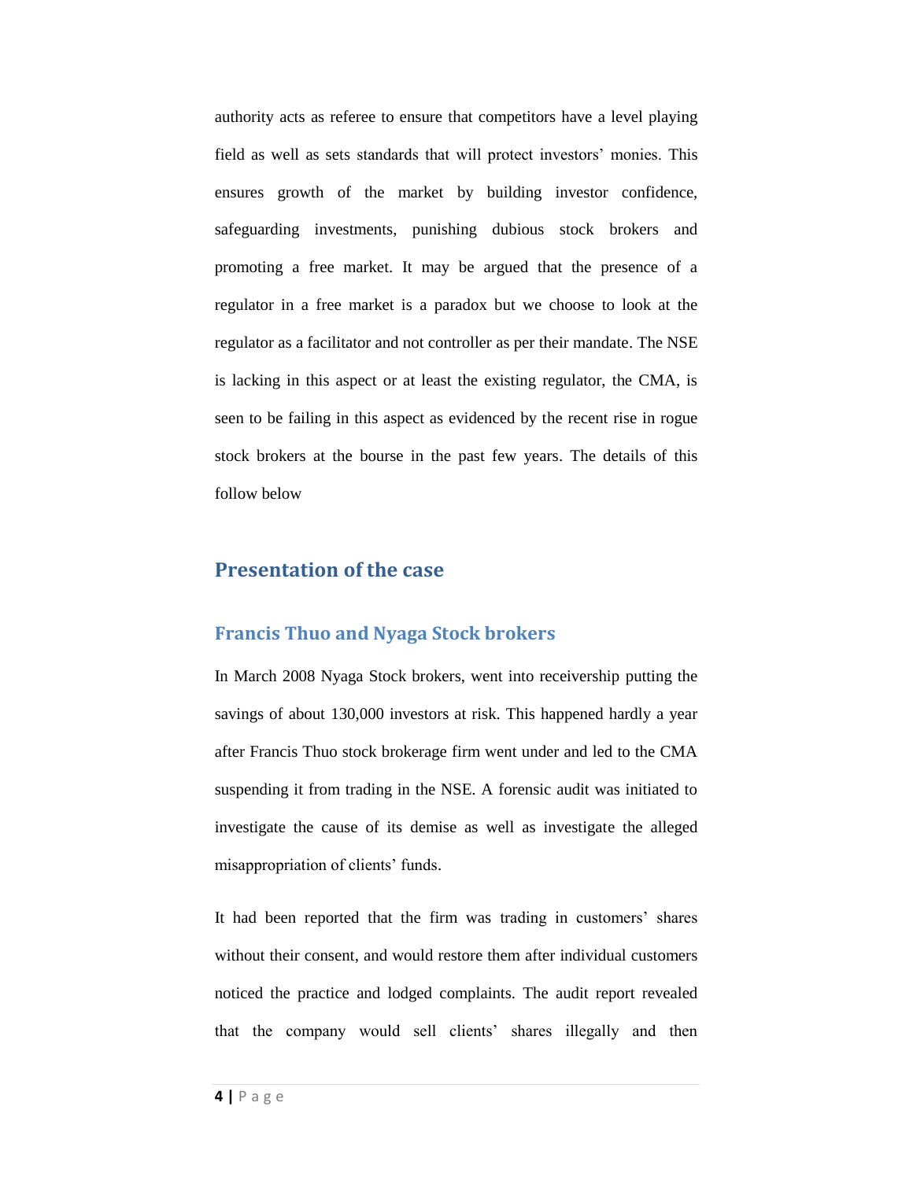authority acts as referee to ensure that competitors have a level playing field as well as sets standards that will protect investors' monies. This ensures growth of the market by building investor confidence, safeguarding investments, punishing dubious stock brokers and promoting a free market. It may be argued that the presence of a regulator in a free market is a paradox but we choose to look at the regulator as a facilitator and not controller as per their mandate. The NSE is lacking in this aspect or at least the existing regulator, the CMA, is seen to be failing in this aspect as evidenced by the recent rise in rogue stock brokers at the bourse in the past few years. The details of this follow below

## Presentation of the case

### Francis Thuo and Nyaga Stock brokers

In March 2008 Nyaga Stock brokers, went into receivership putting the savings of about 130,000 investors at risk. This happened hardly a year after Francis Thuo stock brokerage firm went under and led to the CMA suspending it from trading in the NSE. A forensic audit was initiated to investigate the cause of its demise as well as investigate the alleged misappropriation of clients' funds.

It had been reported that the firm was trading in customers' shares without their consent, and would restore them after individual customers noticed the practice and lodged complaints. The audit report revealed that the company would sell clients' shares illegally and then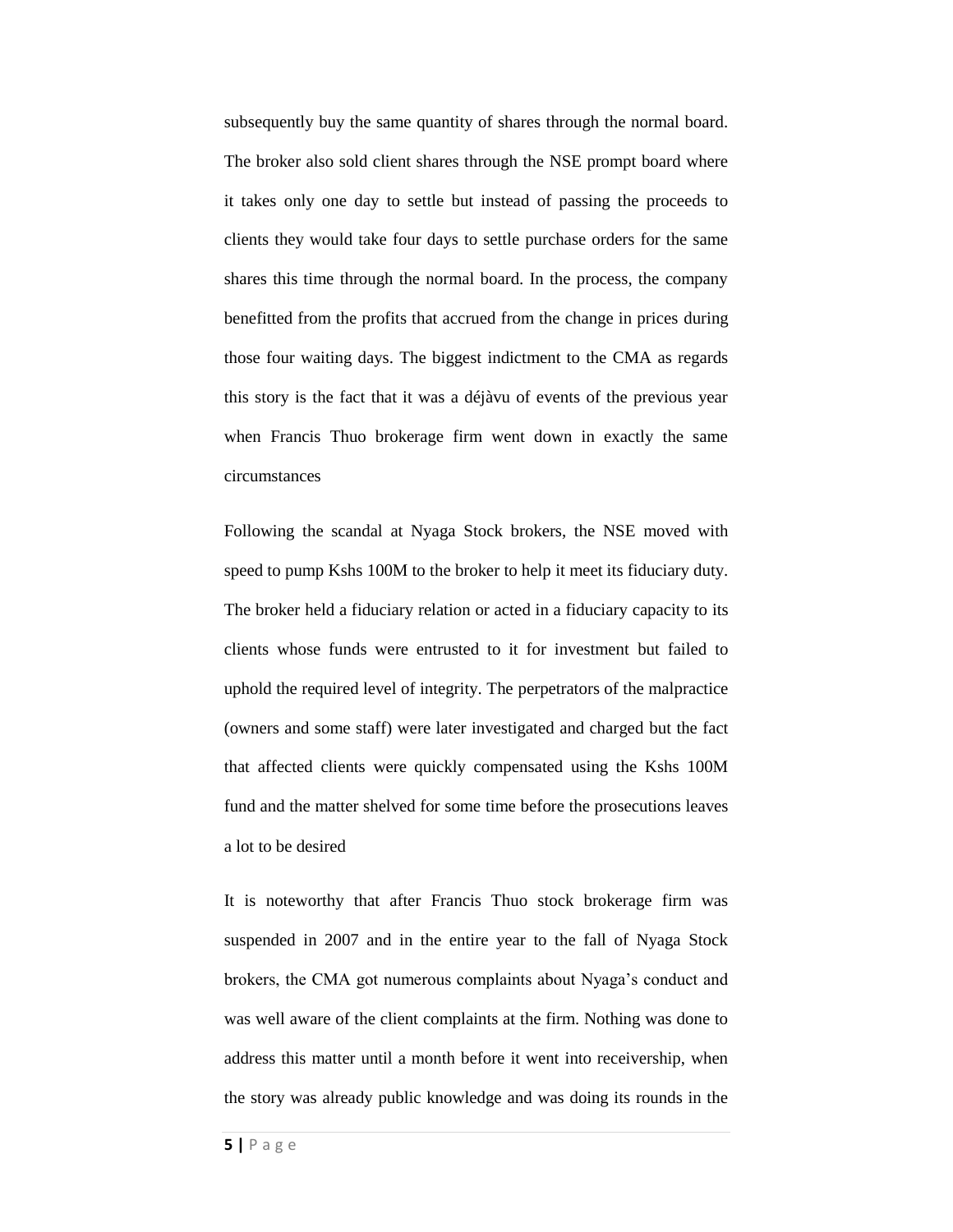subsequently buy the same quantity of shares through the normal board. The broker also sold client shares through the NSE prompt board where it takes only one day to settle but instead of passing the proceeds to clients they would take four days to settle purchase orders for the same shares this time through the normal board. In the process, the company benefitted from the profits that accrued from the change in prices during those four waiting days. The biggest indictment to the CMA as regards this story is the fact that it was a déjàvu of events of the previous year when Francis Thuo brokerage firm went down in exactly the same circumstances

Following the scandal at Nyaga Stock brokers, the NSE moved with speed to pump Kshs 100M to the broker to help it meet its fiduciary duty. The broker held a fiduciary relation or acted in a fiduciary capacity to its clients whose funds were entrusted to it for investment but failed to uphold the required level of integrity. The perpetrators of the malpractice (owners and some staff) were later investigated and charged but the fact that affected clients were quickly compensated using the Kshs 100M fund and the matter shelved for some time before the prosecutions leaves a lot to be desired

It is noteworthy that after Francis Thuo stock brokerage firm was suspended in 2007 and in the entire year to the fall of Nyaga Stock brokers, the CMA got numerous complaints about Nyaga's conduct and was well aware of the client complaints at the firm. Nothing was done to address this matter until a month before it went into receivership, when the story was already public knowledge and was doing its rounds in the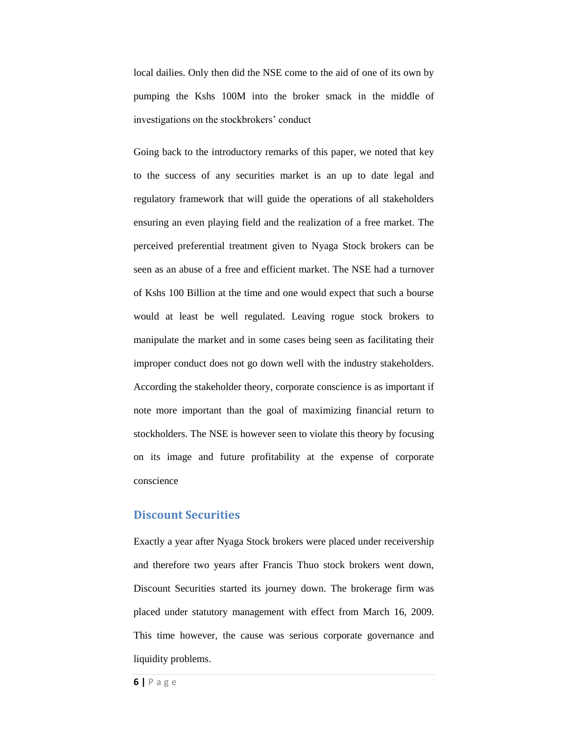local dailies. Only then did the NSE come to the aid of one of its own by pumping the Kshs 100M into the broker smack in the middle of investigations on the stockbrokers' conduct

Going back to the introductory remarks of this paper, we noted that key to the success of any securities market is an up to date legal and regulatory framework that will guide the operations of all stakeholders ensuring an even playing field and the realization of a free market. The perceived preferential treatment given to Nyaga Stock brokers can be seen as an abuse of a free and efficient market. The NSE had a turnover of Kshs 100 Billion at the time and one would expect that such a bourse would at least be well regulated. Leaving rogue stock brokers to manipulate the market and in some cases being seen as facilitating their improper conduct does not go down well with the industry stakeholders. According the stakeholder theory, corporate conscience is as important if note more important than the goal of maximizing financial return to stockholders. The NSE is however seen to violate this theory by focusing on its image and future profitability at the expense of corporate conscience

## Discount Securities

Exactly a year after Nyaga Stock brokers were placed under receivership and therefore two years after Francis Thuo stock brokers went down, Discount Securities started its journey down. The brokerage firm was placed under statutory management with effect from March 16, 2009. This time however, the cause was serious corporate governance and liquidity problems.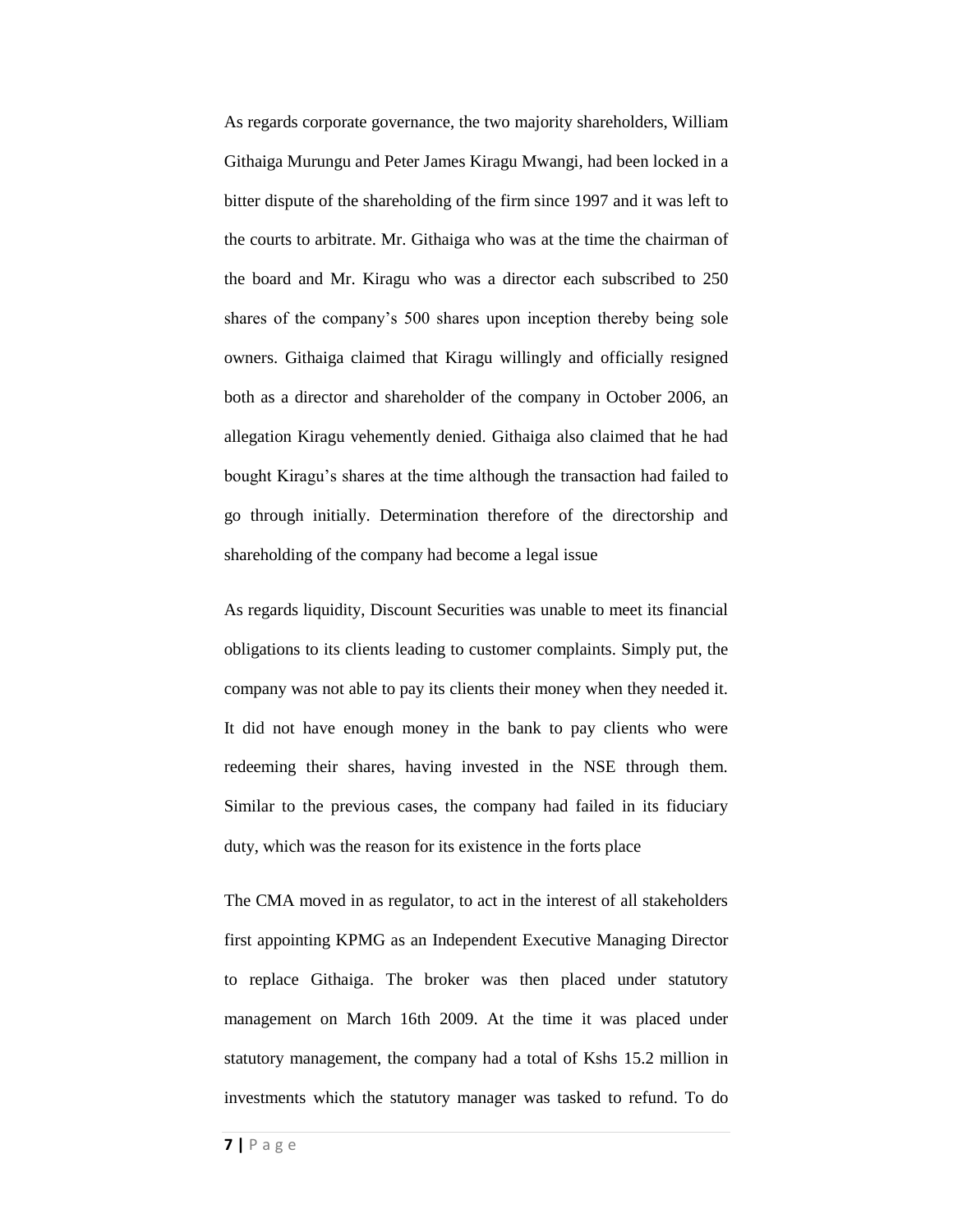As regards corporate governance, the two majority shareholders, William Githaiga Murungu and Peter James Kiragu Mwangi, had been locked in a bitter dispute of the shareholding of the firm since 1997 and it was left to the courts to arbitrate. Mr. Githaiga who was at the time the chairman of the board and Mr. Kiragu who was a director each subscribed to 250 shares of the company's 500 shares upon inception thereby being sole owners. Githaiga claimed that Kiragu willingly and officially resigned both as a director and shareholder of the company in October 2006, an allegation Kiragu vehemently denied. Githaiga also claimed that he had bought Kiragu's shares at the time although the transaction had failed to go through initially. Determination therefore of the directorship and shareholding of the company had become a legal issue

As regards liquidity, Discount Securities was unable to meet its financial obligations to its clients leading to customer complaints. Simply put, the company was not able to pay its clients their money when they needed it. It did not have enough money in the bank to pay clients who were redeeming their shares, having invested in the NSE through them. Similar to the previous cases, the company had failed in its fiduciary duty, which was the reason for its existence in the forts place

The CMA moved in as regulator, to act in the interest of all stakeholders first appointing KPMG as an Independent Executive Managing Director to replace Githaiga. The broker was then placed under statutory management on March 16th 2009. At the time it was placed under statutory management, the company had a total of Kshs 15.2 million in investments which the statutory manager was tasked to refund. To do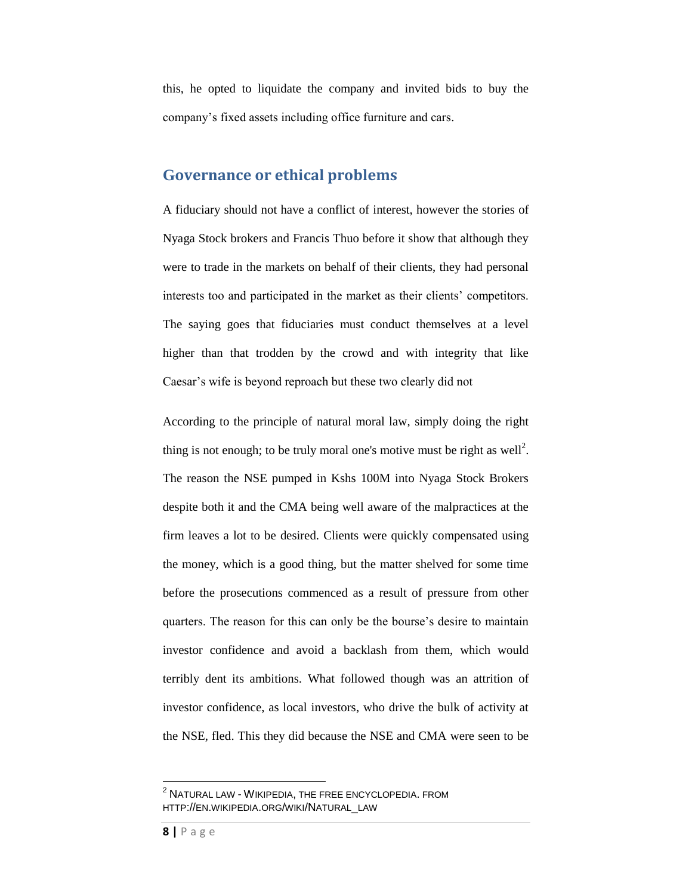this, he opted to liquidate the company and invited bids to buy the company's fixed assets including office furniture and cars.

## Governance or ethical problems

A fiduciary should not have a conflict of interest, however the stories of Nyaga Stock brokers and Francis Thuo before it show that although they were to trade in the markets on behalf of their clients, they had personal interests too and participated in the market as their clients' competitors. The saying goes that fiduciaries must conduct themselves at a level higher than that trodden by the crowd and with integrity that like Caesar's wife is beyond reproach but these two clearly did not

According to the principle of natural moral law, simply doing the right thing is not enough; to be truly moral one's motive must be right as well[2]. The reason the NSE pumped in Kshs 100M into Nyaga Stock Brokers despite both it and the CMA being well aware of the malpractices at the firm leaves a lot to be desired. Clients were quickly compensated using the money, which is a good thing, but the matter shelved for some time before the prosecutions commenced as a result of pressure from other quarters. The reason for this can only be the bourse's desire to maintain investor confidence and avoid a backlash from them, which would terribly dent its ambitions. What followed though was an attrition of investor confidence, as local investors, who drive the bulk of activity at the NSE, fled. This they did because the NSE and CMA were seen to be

---

[2] NATURAL LAW - WIKIPEDIA, THE FREE ENCYCLOPEDIA. FROM HTTP://EN.WIKIPEDIA.ORG/WIKI/NATURAL_LAW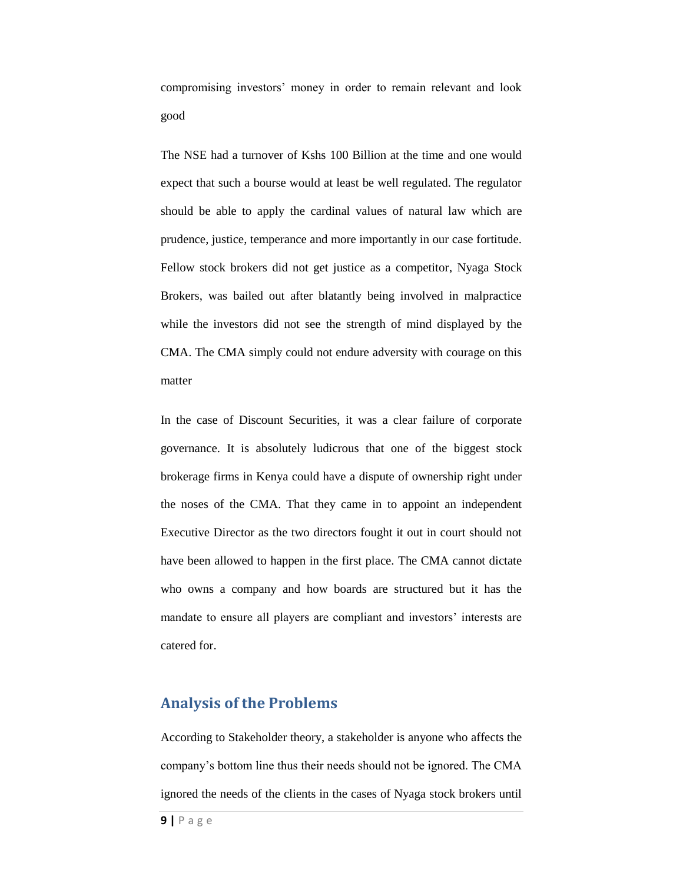compromising investors' money in order to remain relevant and look good

The NSE had a turnover of Kshs 100 Billion at the time and one would expect that such a bourse would at least be well regulated. The regulator should be able to apply the cardinal values of natural law which are prudence, justice, temperance and more importantly in our case fortitude. Fellow stock brokers did not get justice as a competitor, Nyaga Stock Brokers, was bailed out after blatantly being involved in malpractice while the investors did not see the strength of mind displayed by the CMA. The CMA simply could not endure adversity with courage on this matter

In the case of Discount Securities, it was a clear failure of corporate governance. It is absolutely ludicrous that one of the biggest stock brokerage firms in Kenya could have a dispute of ownership right under the noses of the CMA. That they came in to appoint an independent Executive Director as the two directors fought it out in court should not have been allowed to happen in the first place. The CMA cannot dictate who owns a company and how boards are structured but it has the mandate to ensure all players are compliant and investors' interests are catered for.

## Analysis of the Problems

According to Stakeholder theory, a stakeholder is anyone who affects the company's bottom line thus their needs should not be ignored. The CMA ignored the needs of the clients in the cases of Nyaga stock brokers until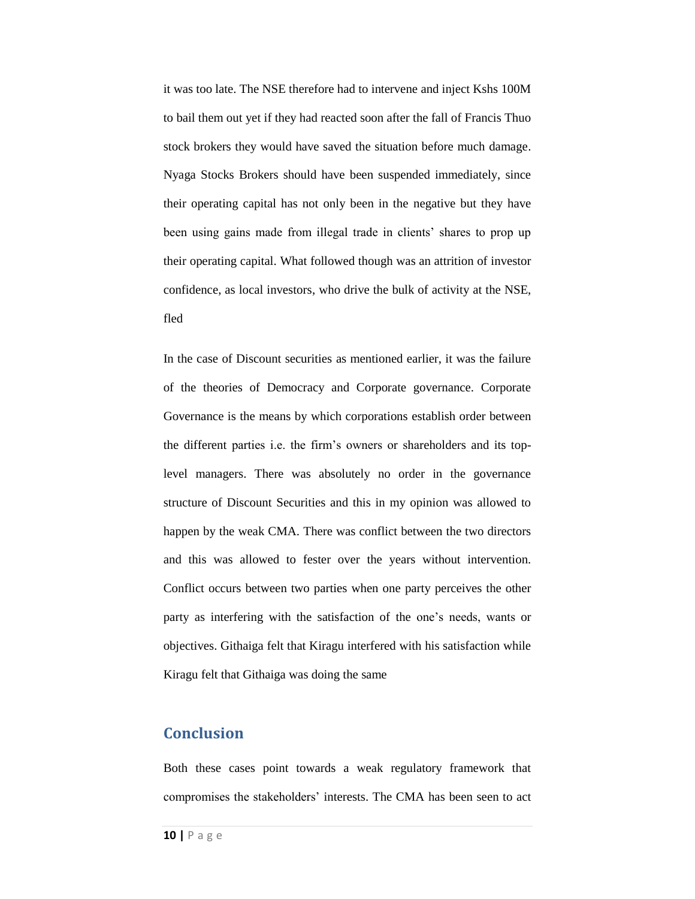it was too late. The NSE therefore had to intervene and inject Kshs 100M to bail them out yet if they had reacted soon after the fall of Francis Thuo stock brokers they would have saved the situation before much damage. Nyaga Stocks Brokers should have been suspended immediately, since their operating capital has not only been in the negative but they have been using gains made from illegal trade in clients' shares to prop up their operating capital. What followed though was an attrition of investor confidence, as local investors, who drive the bulk of activity at the NSE, fled

In the case of Discount securities as mentioned earlier, it was the failure of the theories of Democracy and Corporate governance. Corporate Governance is the means by which corporations establish order between the different parties i.e. the firm's owners or shareholders and its top-level managers. There was absolutely no order in the governance structure of Discount Securities and this in my opinion was allowed to happen by the weak CMA. There was conflict between the two directors and this was allowed to fester over the years without intervention. Conflict occurs between two parties when one party perceives the other party as interfering with the satisfaction of the one's needs, wants or objectives. Githaiga felt that Kiragu interfered with his satisfaction while Kiragu felt that Githaiga was doing the same

## Conclusion

Both these cases point towards a weak regulatory framework that compromises the stakeholders' interests. The CMA has been seen to act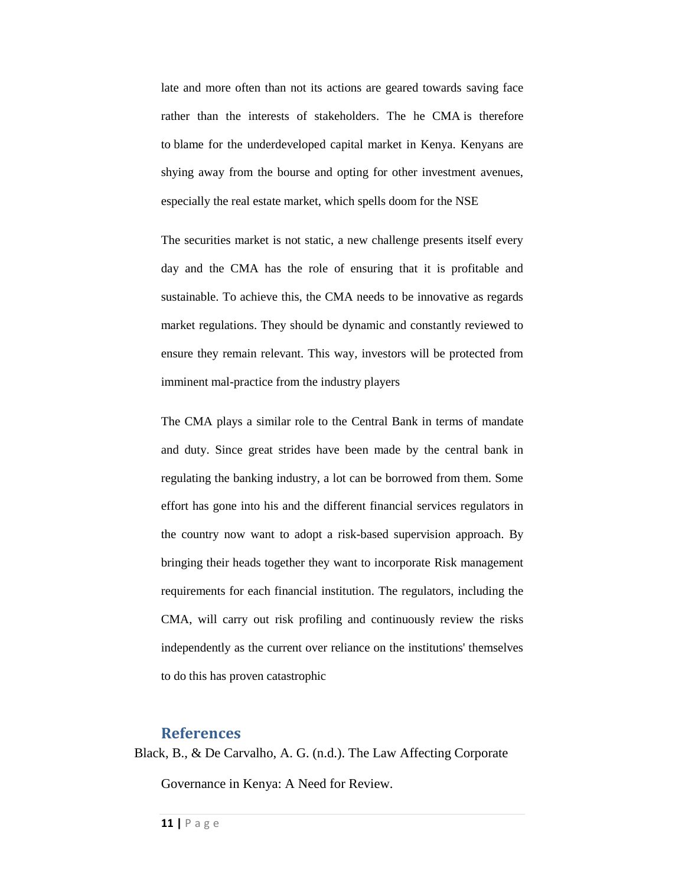late and more often than not its actions are geared towards saving face rather than the interests of stakeholders. The he CMA is therefore to blame for the underdeveloped capital market in Kenya. Kenyans are shying away from the bourse and opting for other investment avenues, especially the real estate market, which spells doom for the NSE

The securities market is not static, a new challenge presents itself every day and the CMA has the role of ensuring that it is profitable and sustainable. To achieve this, the CMA needs to be innovative as regards market regulations. They should be dynamic and constantly reviewed to ensure they remain relevant. This way, investors will be protected from imminent mal-practice from the industry players

The CMA plays a similar role to the Central Bank in terms of mandate and duty. Since great strides have been made by the central bank in regulating the banking industry, a lot can be borrowed from them. Some effort has gone into his and the different financial services regulators in the country now want to adopt a risk-based supervision approach. By bringing their heads together they want to incorporate Risk management requirements for each financial institution. The regulators, including the CMA, will carry out risk profiling and continuously review the risks independently as the current over reliance on the institutions' themselves to do this has proven catastrophic

## References

Black, B., & De Carvalho, A. G. (n.d.). The Law Affecting Corporate Governance in Kenya: A Need for Review.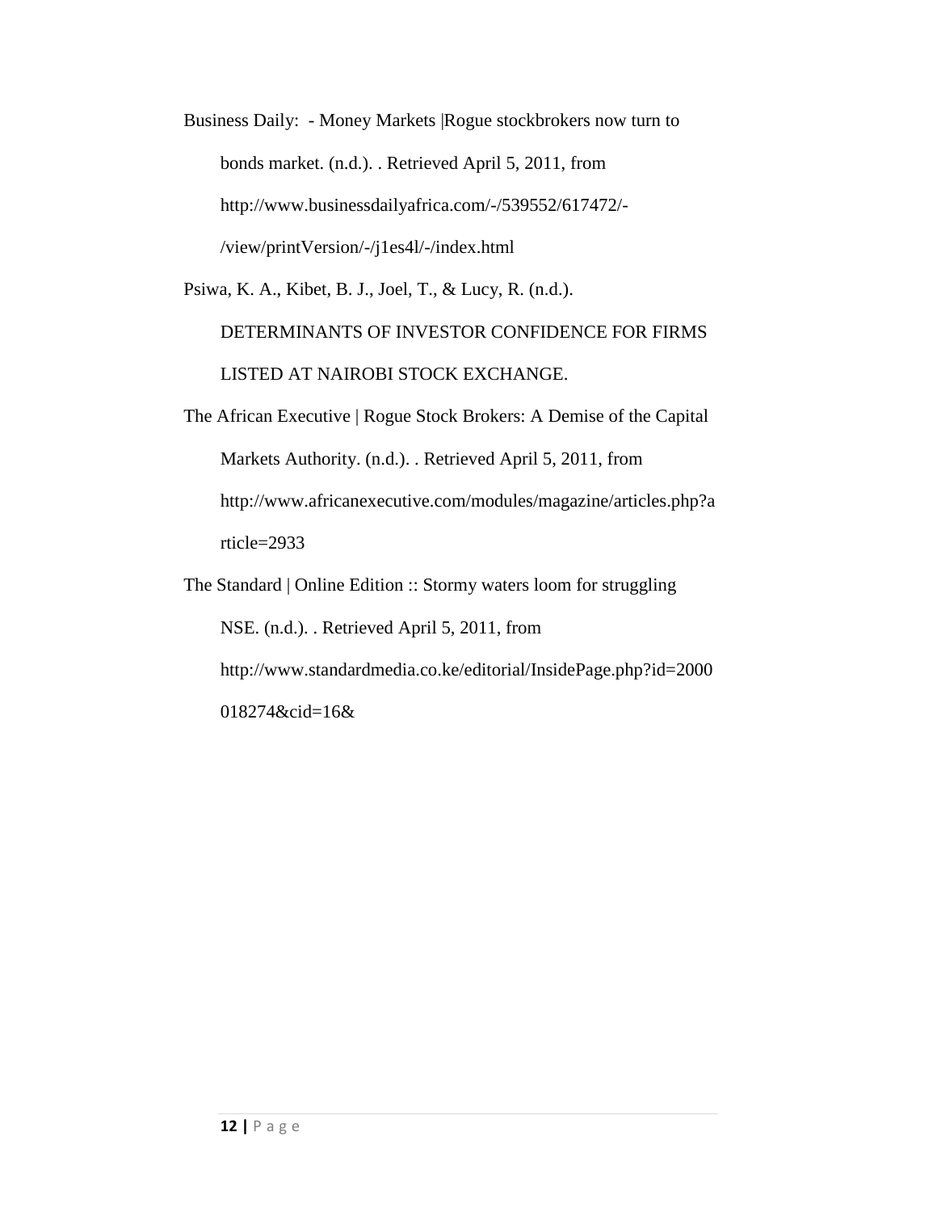Business Daily:  - Money Markets |Rogue stockbrokers now turn to bonds market. (n.d.). . Retrieved April 5, 2011, from http://www.businessdailyafrica.com/-/539552/617472/-/view/printVersion/-/j1es4l/-/index.html

Psiwa, K. A., Kibet, B. J., Joel, T., & Lucy, R. (n.d.). DETERMINANTS OF INVESTOR CONFIDENCE FOR FIRMS LISTED AT NAIROBI STOCK EXCHANGE.

The African Executive | Rogue Stock Brokers: A Demise of the Capital Markets Authority. (n.d.). . Retrieved April 5, 2011, from http://www.africanexecutive.com/modules/magazine/articles.php?article=2933

The Standard | Online Edition :: Stormy waters loom for struggling NSE. (n.d.). . Retrieved April 5, 2011, from http://www.standardmedia.co.ke/editorial/InsidePage.php?id=2000018274&cid=16&